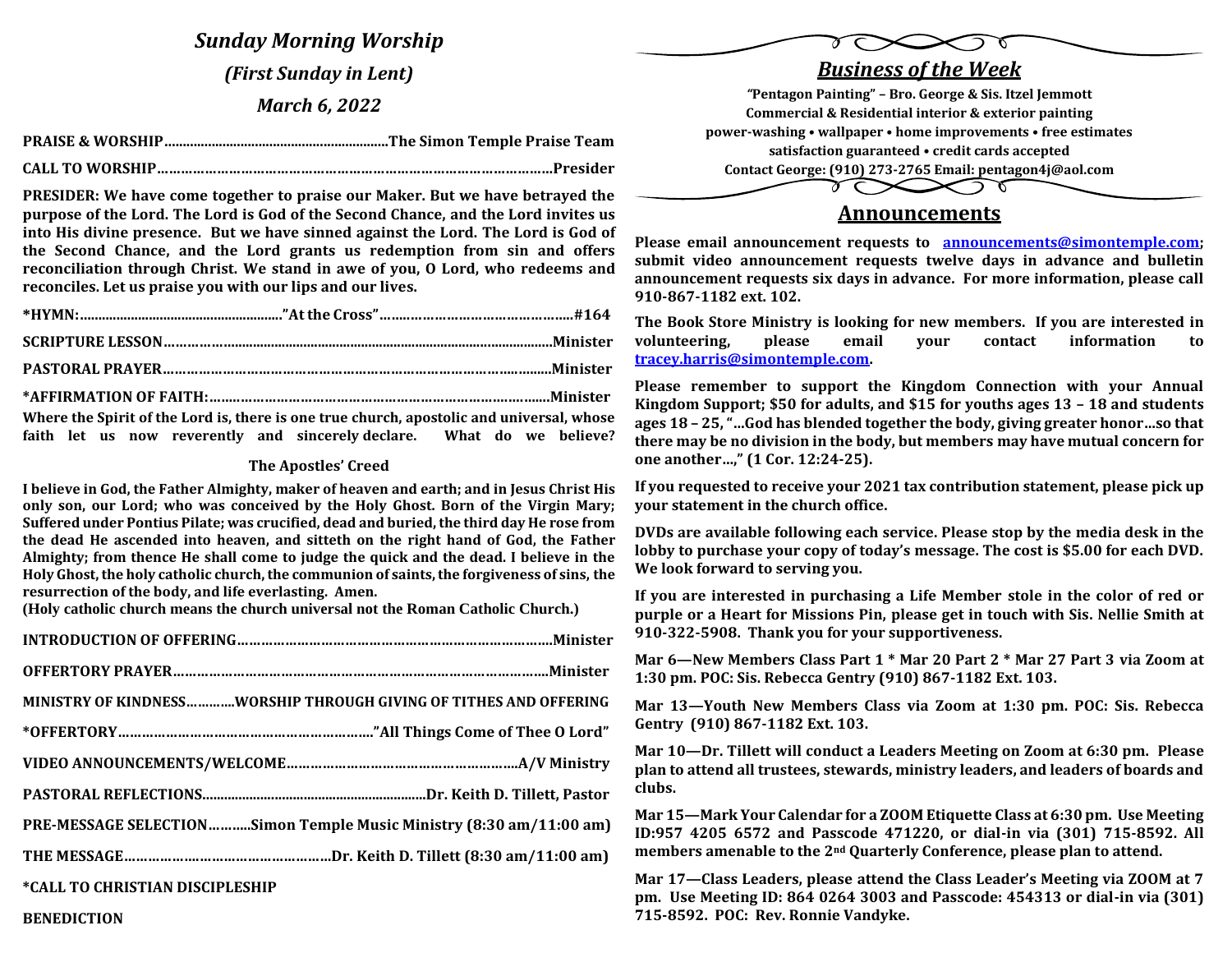# *Sunday Morning Worship*

## *(First Sunday in Lent)*

## *March 6, 2022*

**PRAISE & WORSHIP.............................................................The Simon Temple Praise Team**

**CALL TO WORSHIP…………………………………………………………………………………Presider**

**PRESIDER: We have come together to praise our Maker. But we have betrayed the purpose of the Lord. The Lord is God of the Second Chance, and the Lord invites us into His divine presence. But we have sinned against the Lord. The Lord is God of the Second Chance, and the Lord grants us redemption from sin and offers reconciliation through Christ. We stand in awe of you, O Lord, who redeems and reconciles. Let us praise you with our lips and our lives.**

**\*HYMN:........................................................"At the Cross"………………………………………..#164**

**SCRIPTURE LESSON…………………..................................................................................Minister**

**PASTORAL PRAYER…………………………………………………………………………………..Minister**

**\*AFFIRMATION OF FAITH:……………………………………………………………………......Minister**

**Where the Spirit of the Lord is, there is one true church, apostolic and universal, whose faith let us now reverently and sincerely declare. What do we believe?**

**The Apostles' Creed**

**I believe in God, the Father Almighty, maker of heaven and earth; and in Jesus Christ His only son, our Lord; who was conceived by the Holy Ghost. Born of the Virgin Mary; Suffered under Pontius Pilate; was crucified, dead and buried, the third day He rose from the dead He ascended into heaven, and sitteth on the right hand of God, the Father Almighty; from thence He shall come to judge the quick and the dead. I believe in the Holy Ghost, the holy catholic church, the communion of saints, the forgiveness of sins, the resurrection of the body, and life everlasting. Amen.**
**(Holy catholic church means the church universal not the Roman Catholic Church.)**

**INTRODUCTION OF OFFERING………………………………………………………………………Minister**

**OFFERTORY PRAYER………………………………………………………………………………..Minister**

**MINISTRY OF KINDNESS…………WORSHIP THROUGH GIVING OF TITHES AND OFFERING**

**\*OFFERTORY………………………………………………………"All Things Come of Thee O Lord"**

**VIDEO ANNOUNCEMENTS/WELCOME…………………………………………………A/V Ministry**

**PASTORAL REFLECTIONS.............................................................Dr. Keith D. Tillett, Pastor**

**PRE-MESSAGE SELECTION………..Simon Temple Music Ministry (8:30 am/11:00 am)**

**THE MESSAGE……………………………………………Dr. Keith D. Tillett (8:30 am/11:00 am)**

**\*CALL TO CHRISTIAN DISCIPLESHIP**

**BENEDICTION**

## *Business of the Week*

**"Pentagon Painting" – Bro. George & Sis. Itzel Jemmott**
**Commercial & Residential interior & exterior painting**
**power-washing • wallpaper • home improvements • free estimates**
**satisfaction guaranteed • credit cards accepted**
**Contact George: (910) 273-2765 Email: pentagon4j@aol.com**

## Announcements

**Please email announcement requests to announcements@simontemple.com; submit video announcement requests twelve days in advance and bulletin announcement requests six days in advance. For more information, please call 910-867-1182 ext. 102.**

**The Book Store Ministry is looking for new members. If you are interested in volunteering, please email your contact information to tracey.harris@simontemple.com.**

**Please remember to support the Kingdom Connection with your Annual Kingdom Support; $50 for adults, and $15 for youths ages 13 – 18 and students ages 18 – 25, "…God has blended together the body, giving greater honor…so that there may be no division in the body, but members may have mutual concern for one another…," (1 Cor. 12:24-25).**

**If you requested to receive your 2021 tax contribution statement, please pick up your statement in the church office.**

**DVDs are available following each service. Please stop by the media desk in the lobby to purchase your copy of today's message. The cost is $5.00 for each DVD. We look forward to serving you.**

**If you are interested in purchasing a Life Member stole in the color of red or purple or a Heart for Missions Pin, please get in touch with Sis. Nellie Smith at 910-322-5908. Thank you for your supportiveness.**

**Mar 6—New Members Class Part 1 \* Mar 20 Part 2 \* Mar 27 Part 3 via Zoom at 1:30 pm. POC: Sis. Rebecca Gentry (910) 867-1182 Ext. 103.**

**Mar 13—Youth New Members Class via Zoom at 1:30 pm. POC: Sis. Rebecca Gentry (910) 867-1182 Ext. 103.**

**Mar 10—Dr. Tillett will conduct a Leaders Meeting on Zoom at 6:30 pm. Please plan to attend all trustees, stewards, ministry leaders, and leaders of boards and clubs.**

**Mar 15—Mark Your Calendar for a ZOOM Etiquette Class at 6:30 pm. Use Meeting ID:957 4205 6572 and Passcode 471220, or dial-in via (301) 715-8592. All members amenable to the 2nd Quarterly Conference, please plan to attend.**

**Mar 17—Class Leaders, please attend the Class Leader's Meeting via ZOOM at 7 pm. Use Meeting ID: 864 0264 3003 and Passcode: 454313 or dial-in via (301) 715-8592. POC: Rev. Ronnie Vandyke.**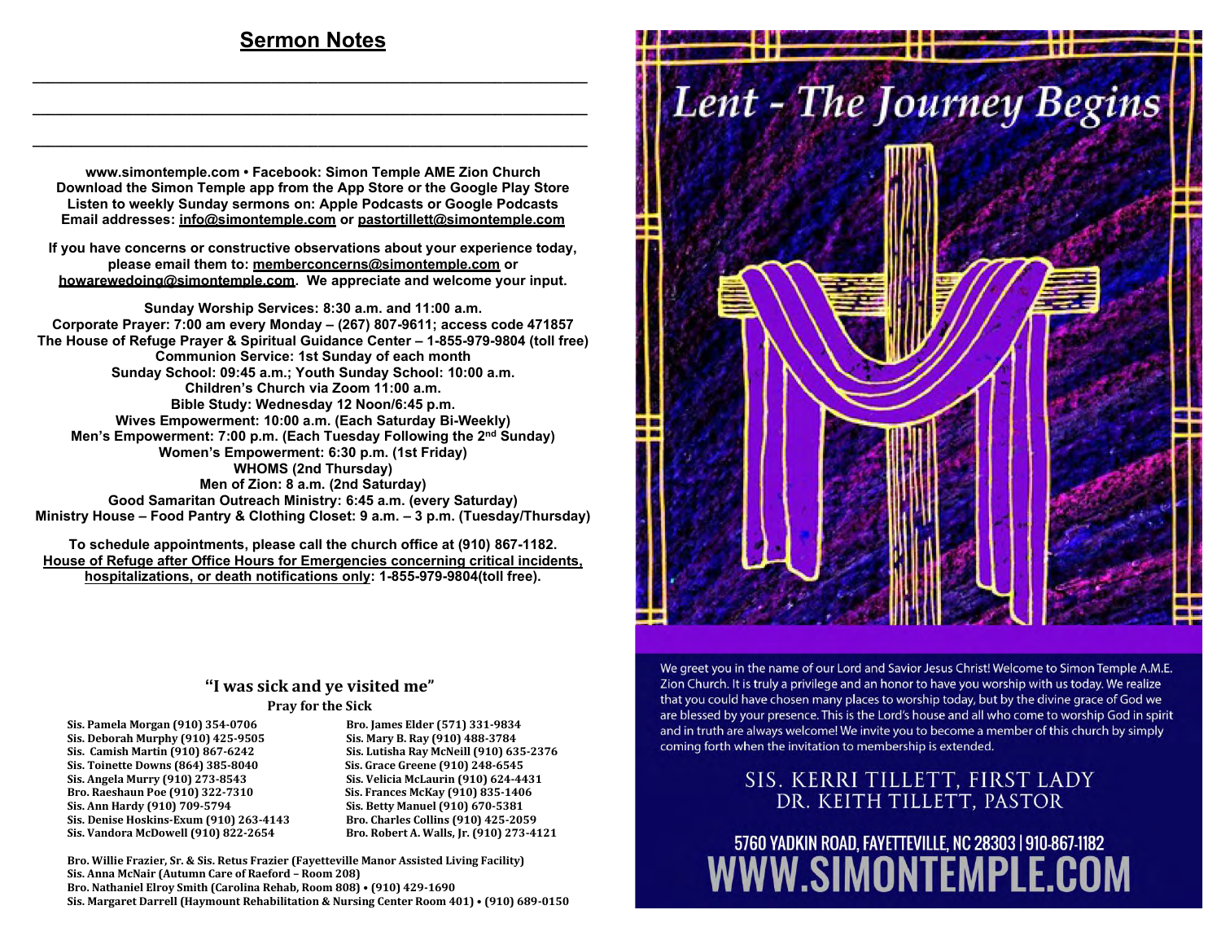# Sermon Notes

\_\_\_\_\_\_\_\_\_\_\_\_\_\_\_\_\_\_\_\_\_\_\_\_\_\_\_\_\_\_\_\_\_\_\_\_\_\_\_\_\_\_\_\_\_\_\_\_\_\_\_\_\_\_\_\_

\_\_\_\_\_\_\_\_\_\_\_\_\_\_\_\_\_\_\_\_\_\_\_\_\_\_\_\_\_\_\_\_\_\_\_\_\_\_\_\_\_\_\_\_\_\_\_\_\_\_\_\_\_\_\_\_

\_\_\_\_\_\_\_\_\_\_\_\_\_\_\_\_\_\_\_\_\_\_\_\_\_\_\_\_\_\_\_\_\_\_\_\_\_\_\_\_\_\_\_\_\_\_\_\_\_\_\_\_\_\_\_\_

**www.simontemple.com • Facebook: Simon Temple AME Zion Church**
**Download the Simon Temple app from the App Store or the Google Play Store**
**Listen to weekly Sunday sermons on: Apple Podcasts or Google Podcasts**
**Email addresses: info@simontemple.com or pastortillett@simontemple.com**

**If you have concerns or constructive observations about your experience today, please email them to: memberconcerns@simontemple.com or howarewedoing@simontemple.com. We appreciate and welcome your input.**

**Sunday Worship Services: 8:30 a.m. and 11:00 a.m.**
**Corporate Prayer: 7:00 am every Monday – (267) 807-9611; access code 471857**
**The House of Refuge Prayer & Spiritual Guidance Center – 1-855-979-9804 (toll free)**
**Communion Service: 1st Sunday of each month**
**Sunday School: 09:45 a.m.; Youth Sunday School: 10:00 a.m.**
**Children's Church via Zoom 11:00 a.m.**
**Bible Study: Wednesday 12 Noon/6:45 p.m.**
**Wives Empowerment: 10:00 a.m. (Each Saturday Bi-Weekly)**
**Men's Empowerment: 7:00 p.m. (Each Tuesday Following the 2nd Sunday)**
**Women's Empowerment: 6:30 p.m. (1st Friday)**
**WHOMS (2nd Thursday)**
**Men of Zion: 8 a.m. (2nd Saturday)**
**Good Samaritan Outreach Ministry: 6:45 a.m. (every Saturday)**
**Ministry House – Food Pantry & Clothing Closet: 9 a.m. – 3 p.m. (Tuesday/Thursday)**

**To schedule appointments, please call the church office at (910) 867-1182.**
**House of Refuge after Office Hours for Emergencies concerning critical incidents, hospitalizations, or death notifications only: 1-855-979-9804(toll free).**

## "I was sick and ye visited me"

### Pray for the Sick

**Sis. Pamela Morgan (910) 354-0706**
**Sis. Deborah Murphy (910) 425-9505**
**Sis. Camish Martin (910) 867-6242**
**Sis. Toinette Downs (864) 385-8040**
**Sis. Angela Murry (910) 273-8543**
**Bro. Raeshaun Poe (910) 322-7310**
**Sis. Ann Hardy (910) 709-5794**
**Sis. Denise Hoskins-Exum (910) 263-4143**
**Sis. Vandora McDowell (910) 822-2654**
**Bro. James Elder (571) 331-9834**
**Sis. Mary B. Ray (910) 488-3784**
**Sis. Lutisha Ray McNeill (910) 635-2376**
**Sis. Grace Greene (910) 248-6545**
**Sis. Velicia McLaurin (910) 624-4431**
**Sis. Frances McKay (910) 835-1406**
**Sis. Betty Manuel (910) 670-5381**
**Bro. Charles Collins (910) 425-2059**
**Bro. Robert A. Walls, Jr. (910) 273-4121**

**Bro. Willie Frazier, Sr. & Sis. Retus Frazier (Fayetteville Manor Assisted Living Facility)**
**Sis. Anna McNair (Autumn Care of Raeford – Room 208)**
**Bro. Nathaniel Elroy Smith (Carolina Rehab, Room 808) • (910) 429-1690**
**Sis. Margaret Darrell (Haymount Rehabilitation & Nursing Center Room 401) • (910) 689-0150**

# Lent - The Journey Begins

We greet you in the name of our Lord and Savior Jesus Christ! Welcome to Simon Temple A.M.E. Zion Church. It is truly a privilege and an honor to have you worship with us today. We realize that you could have chosen many places to worship today, but by the divine grace of God we are blessed by your presence. This is the Lord's house and all who come to worship God in spirit and in truth are always welcome! We invite you to become a member of this church by simply coming forth when the invitation to membership is extended.

SIS. KERRI TILLETT, FIRST LADY
DR. KEITH TILLETT, PASTOR

5760 YADKIN ROAD, FAYETTEVILLE, NC 28303 | 910-867-1182
WWW.SIMONTEMPLE.COM